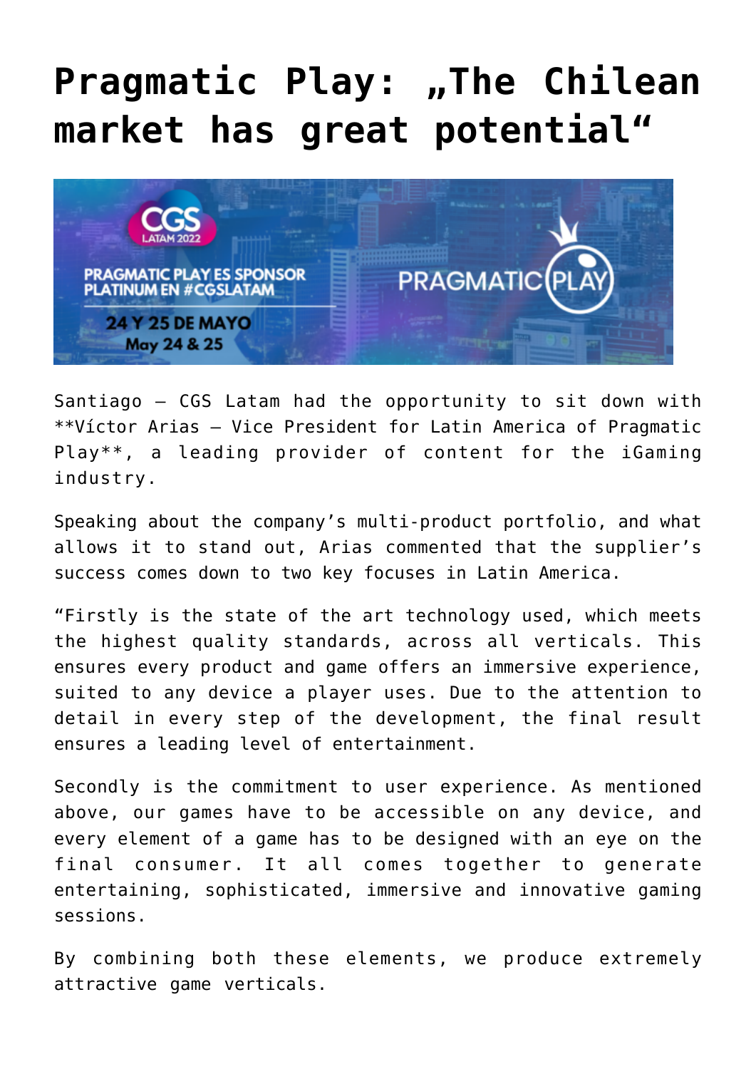# Pragmatic Play: „The Chilean market has great potential"

Santiago – CGS Latam had the opportunity to sit down with **Víctor Arias – Vice President for Latin America of Pragmatic Play**, a leading provider of content for the iGaming industry.

Speaking about the company's multi-product portfolio, and what allows it to stand out, Arias commented that the supplier's success comes down to two key focuses in Latin America.

"Firstly is the state of the art technology used, which meets the highest quality standards, across all verticals. This ensures every product and game offers an immersive experience, suited to any device a player uses. Due to the attention to detail in every step of the development, the final result ensures a leading level of entertainment.

Secondly is the commitment to user experience. As mentioned above, our games have to be accessible on any device, and every element of a game has to be designed with an eye on the final consumer. It all comes together to generate entertaining, sophisticated, immersive and innovative gaming sessions.

By combining both these elements, we produce extremely attractive game verticals.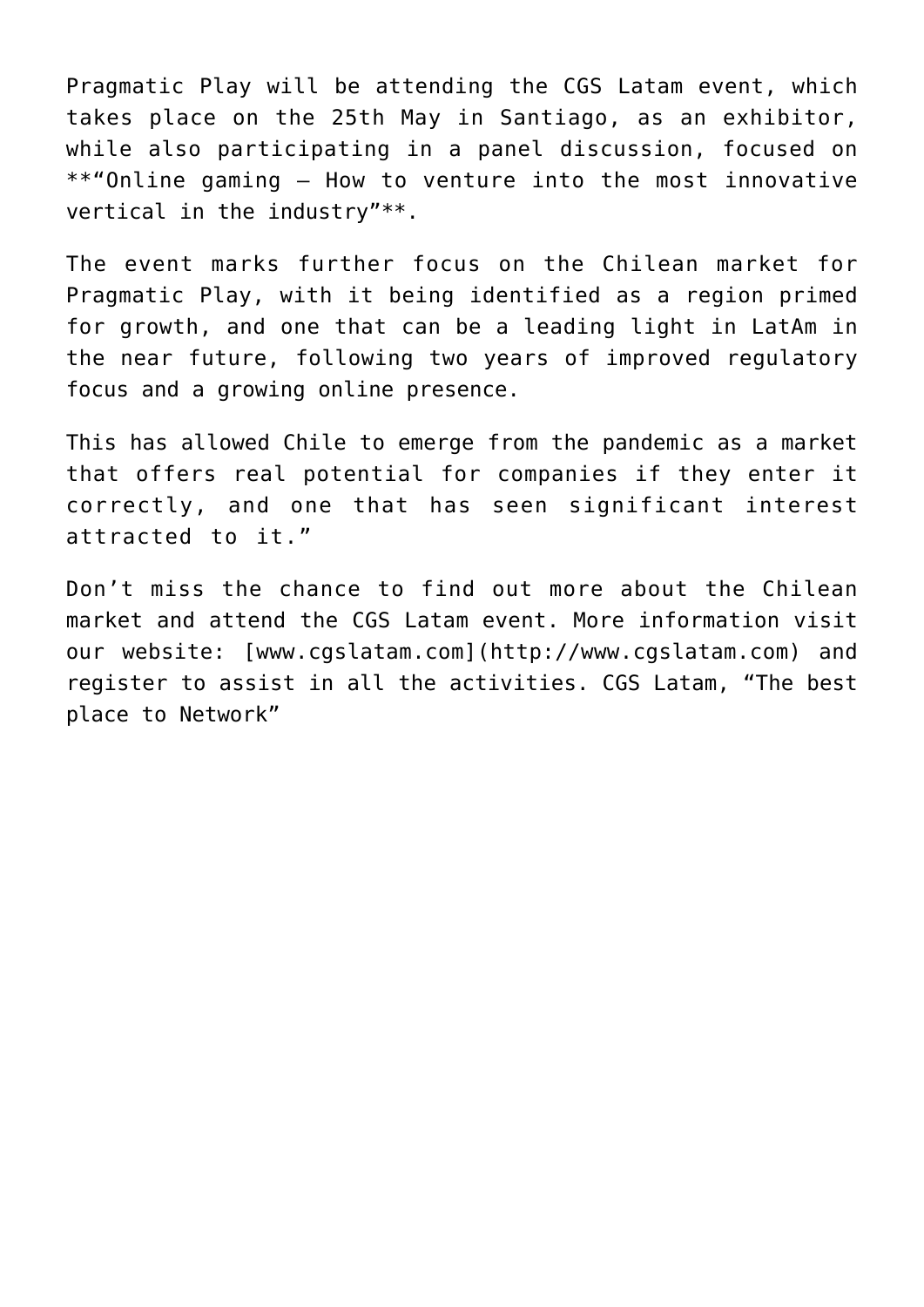Pragmatic Play will be attending the CGS Latam event, which takes place on the 25th May in Santiago, as an exhibitor, while also participating in a panel discussion, focused on **“Online gaming – How to venture into the most innovative vertical in the industry”**.

The event marks further focus on the Chilean market for Pragmatic Play, with it being identified as a region primed for growth, and one that can be a leading light in LatAm in the near future, following two years of improved regulatory focus and a growing online presence.

This has allowed Chile to emerge from the pandemic as a market that offers real potential for companies if they enter it correctly, and one that has seen significant interest attracted to it.”

Don’t miss the chance to find out more about the Chilean market and attend the CGS Latam event. More information visit our website: [www.cgslatam.com](http://www.cgslatam.com) and register to assist in all the activities. CGS Latam, “The best place to Network”